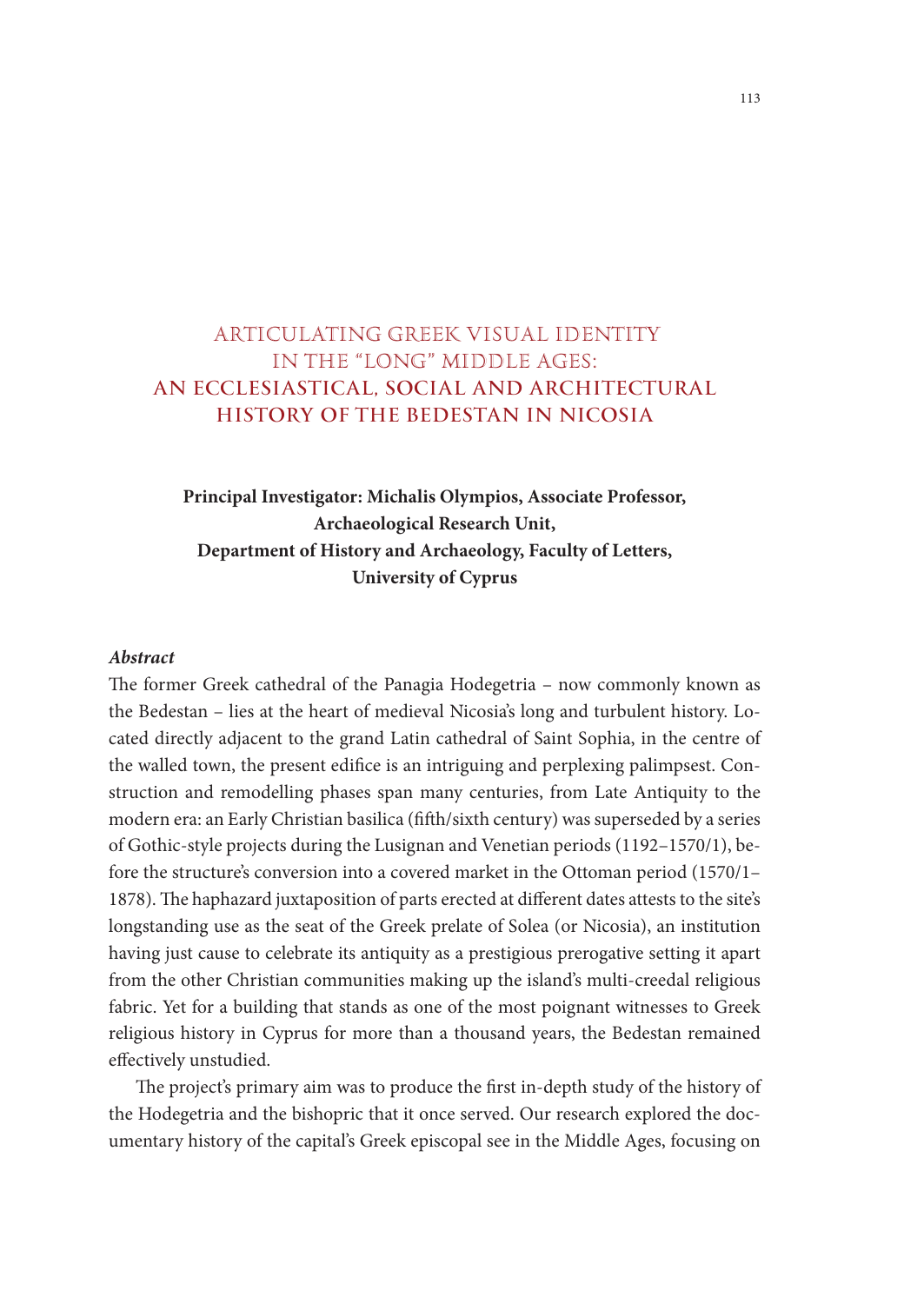# ARTICULATING GREEK VISUAL IDENTITY IN THE "LONG" MIDDLE AGES: AN ECCLESIASTICAL, SOCIAL AND ARCHITECTURAL HISTORY OF THE BEDESTAN IN NICOSIA

**Principal Investigator: Michalis Olympios, Associate Professor, Archaeological Research Unit, Department of History and Archaeology, Faculty of Letters, University of Cyprus**

***Abstract***

The former Greek cathedral of the Panagia Hodegetria – now commonly known as the Bedestan – lies at the heart of medieval Nicosia's long and turbulent history. Located directly adjacent to the grand Latin cathedral of Saint Sophia, in the centre of the walled town, the present edifice is an intriguing and perplexing palimpsest. Construction and remodelling phases span many centuries, from Late Antiquity to the modern era: an Early Christian basilica (fifth/sixth century) was superseded by a series of Gothic-style projects during the Lusignan and Venetian periods (1192–1570/1), before the structure's conversion into a covered market in the Ottoman period (1570/1–1878). The haphazard juxtaposition of parts erected at different dates attests to the site's longstanding use as the seat of the Greek prelate of Solea (or Nicosia), an institution having just cause to celebrate its antiquity as a prestigious prerogative setting it apart from the other Christian communities making up the island's multi-creedal religious fabric. Yet for a building that stands as one of the most poignant witnesses to Greek religious history in Cyprus for more than a thousand years, the Bedestan remained effectively unstudied.

The project's primary aim was to produce the first in-depth study of the history of the Hodegetria and the bishopric that it once served. Our research explored the documentary history of the capital's Greek episcopal see in the Middle Ages, focusing on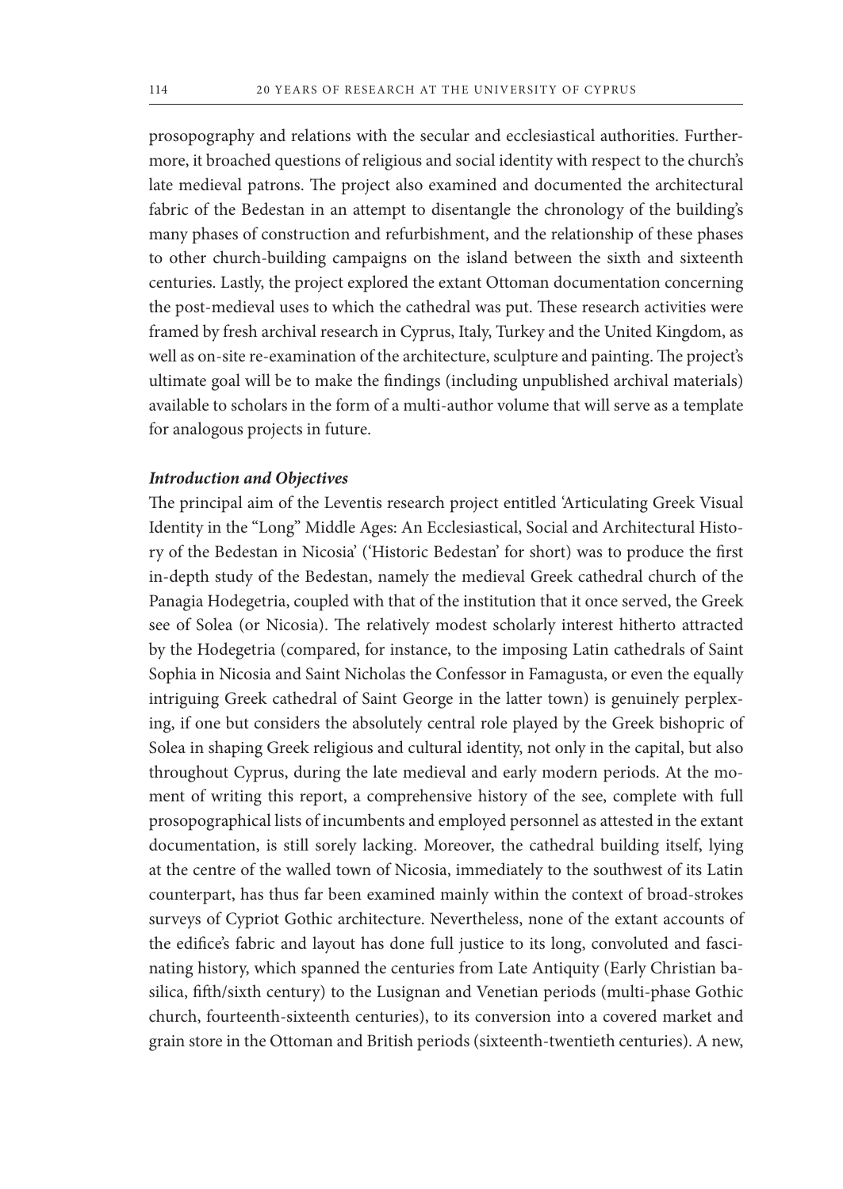prosopography and relations with the secular and ecclesiastical authorities. Furthermore, it broached questions of religious and social identity with respect to the church's late medieval patrons. The project also examined and documented the architectural fabric of the Bedestan in an attempt to disentangle the chronology of the building's many phases of construction and refurbishment, and the relationship of these phases to other church-building campaigns on the island between the sixth and sixteenth centuries. Lastly, the project explored the extant Ottoman documentation concerning the post-medieval uses to which the cathedral was put. These research activities were framed by fresh archival research in Cyprus, Italy, Turkey and the United Kingdom, as well as on-site re-examination of the architecture, sculpture and painting. The project's ultimate goal will be to make the findings (including unpublished archival materials) available to scholars in the form of a multi-author volume that will serve as a template for analogous projects in future.

### *Introduction and Objectives*

The principal aim of the Leventis research project entitled 'Articulating Greek Visual Identity in the "Long" Middle Ages: An Ecclesiastical, Social and Architectural History of the Bedestan in Nicosia' ('Historic Bedestan' for short) was to produce the first in-depth study of the Bedestan, namely the medieval Greek cathedral church of the Panagia Hodegetria, coupled with that of the institution that it once served, the Greek see of Solea (or Nicosia). The relatively modest scholarly interest hitherto attracted by the Hodegetria (compared, for instance, to the imposing Latin cathedrals of Saint Sophia in Nicosia and Saint Nicholas the Confessor in Famagusta, or even the equally intriguing Greek cathedral of Saint George in the latter town) is genuinely perplexing, if one but considers the absolutely central role played by the Greek bishopric of Solea in shaping Greek religious and cultural identity, not only in the capital, but also throughout Cyprus, during the late medieval and early modern periods. At the moment of writing this report, a comprehensive history of the see, complete with full prosopographical lists of incumbents and employed personnel as attested in the extant documentation, is still sorely lacking. Moreover, the cathedral building itself, lying at the centre of the walled town of Nicosia, immediately to the southwest of its Latin counterpart, has thus far been examined mainly within the context of broad-strokes surveys of Cypriot Gothic architecture. Nevertheless, none of the extant accounts of the edifice's fabric and layout has done full justice to its long, convoluted and fascinating history, which spanned the centuries from Late Antiquity (Early Christian basilica, fifth/sixth century) to the Lusignan and Venetian periods (multi-phase Gothic church, fourteenth-sixteenth centuries), to its conversion into a covered market and grain store in the Ottoman and British periods (sixteenth-twentieth centuries). A new,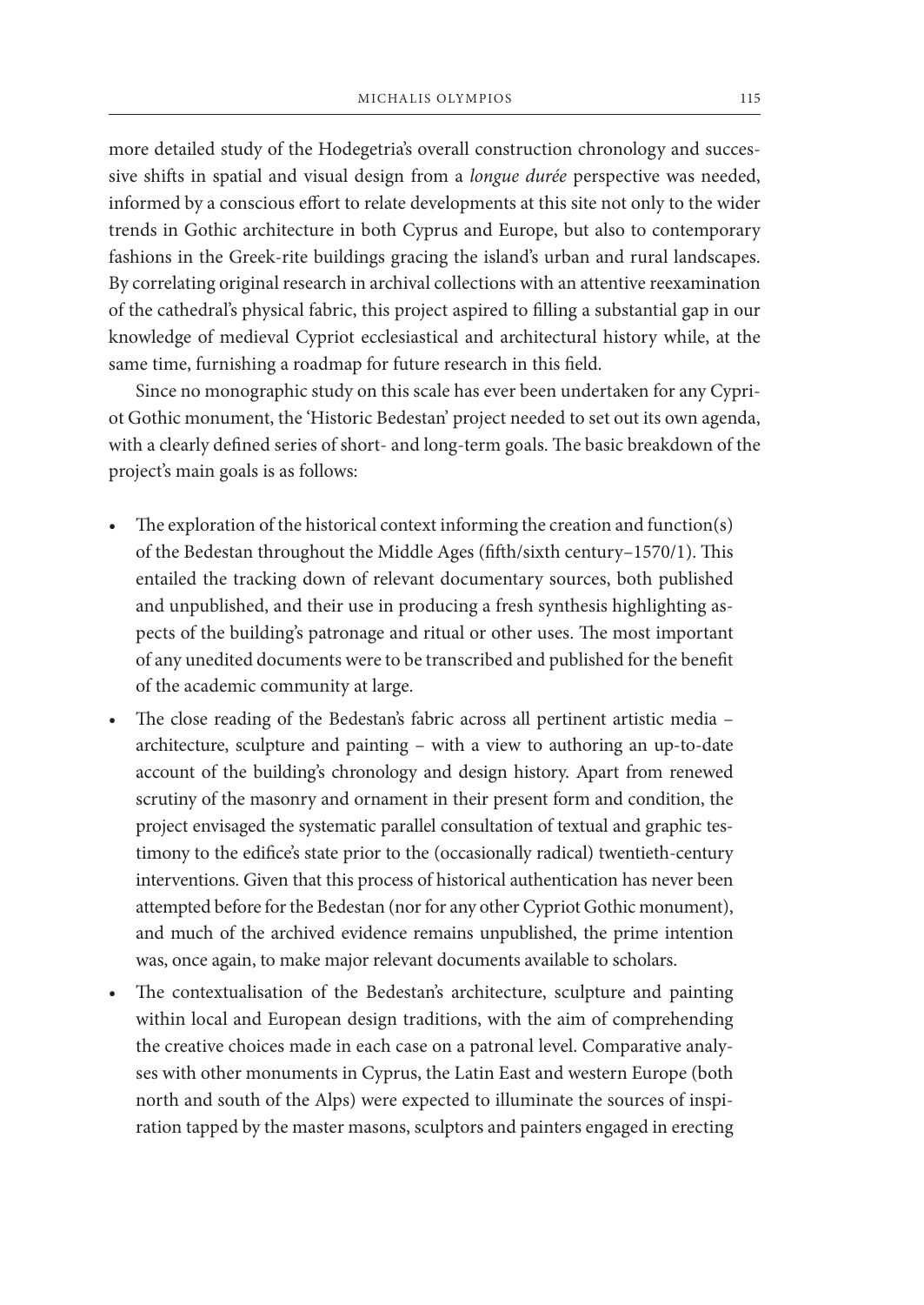more detailed study of the Hodegetria's overall construction chronology and successive shifts in spatial and visual design from a *longue durée* perspective was needed, informed by a conscious effort to relate developments at this site not only to the wider trends in Gothic architecture in both Cyprus and Europe, but also to contemporary fashions in the Greek-rite buildings gracing the island's urban and rural landscapes. By correlating original research in archival collections with an attentive reexamination of the cathedral's physical fabric, this project aspired to filling a substantial gap in our knowledge of medieval Cypriot ecclesiastical and architectural history while, at the same time, furnishing a roadmap for future research in this field.

Since no monographic study on this scale has ever been undertaken for any Cypriot Gothic monument, the 'Historic Bedestan' project needed to set out its own agenda, with a clearly defined series of short- and long-term goals. The basic breakdown of the project's main goals is as follows:

- The exploration of the historical context informing the creation and function(s) of the Bedestan throughout the Middle Ages (fifth/sixth century–1570/1). This entailed the tracking down of relevant documentary sources, both published and unpublished, and their use in producing a fresh synthesis highlighting aspects of the building's patronage and ritual or other uses. The most important of any unedited documents were to be transcribed and published for the benefit of the academic community at large.
- The close reading of the Bedestan's fabric across all pertinent artistic media – architecture, sculpture and painting – with a view to authoring an up-to-date account of the building's chronology and design history. Apart from renewed scrutiny of the masonry and ornament in their present form and condition, the project envisaged the systematic parallel consultation of textual and graphic testimony to the edifice's state prior to the (occasionally radical) twentieth-century interventions. Given that this process of historical authentication has never been attempted before for the Bedestan (nor for any other Cypriot Gothic monument), and much of the archived evidence remains unpublished, the prime intention was, once again, to make major relevant documents available to scholars.
- The contextualisation of the Bedestan's architecture, sculpture and painting within local and European design traditions, with the aim of comprehending the creative choices made in each case on a patronal level. Comparative analyses with other monuments in Cyprus, the Latin East and western Europe (both north and south of the Alps) were expected to illuminate the sources of inspiration tapped by the master masons, sculptors and painters engaged in erecting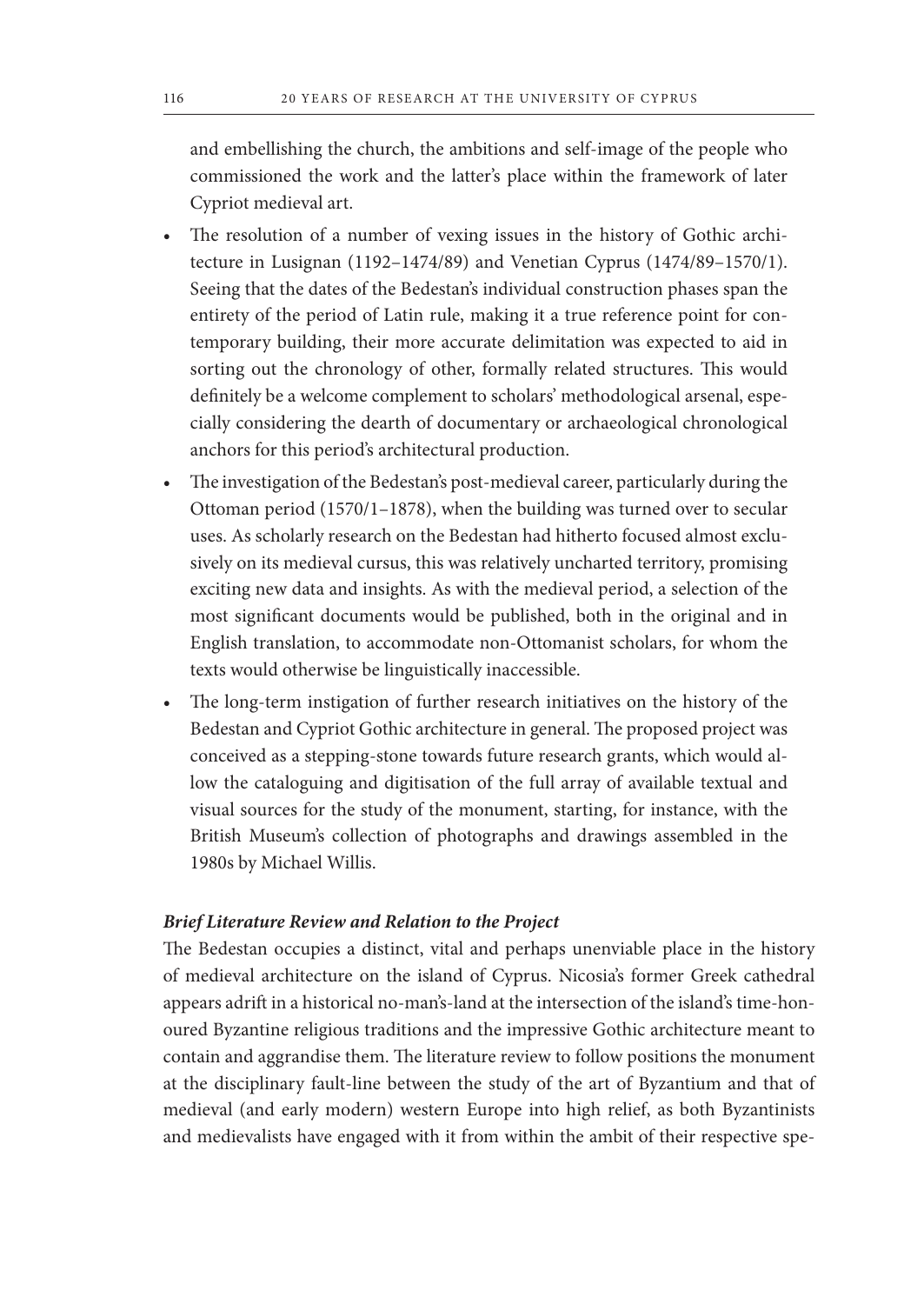and embellishing the church, the ambitions and self-image of the people who commissioned the work and the latter's place within the framework of later Cypriot medieval art.

- The resolution of a number of vexing issues in the history of Gothic architecture in Lusignan (1192–1474/89) and Venetian Cyprus (1474/89–1570/1). Seeing that the dates of the Bedestan's individual construction phases span the entirety of the period of Latin rule, making it a true reference point for contemporary building, their more accurate delimitation was expected to aid in sorting out the chronology of other, formally related structures. This would definitely be a welcome complement to scholars' methodological arsenal, especially considering the dearth of documentary or archaeological chronological anchors for this period's architectural production.
- The investigation of the Bedestan's post-medieval career, particularly during the Ottoman period (1570/1–1878), when the building was turned over to secular uses. As scholarly research on the Bedestan had hitherto focused almost exclusively on its medieval cursus, this was relatively uncharted territory, promising exciting new data and insights. As with the medieval period, a selection of the most significant documents would be published, both in the original and in English translation, to accommodate non-Ottomanist scholars, for whom the texts would otherwise be linguistically inaccessible.
- The long-term instigation of further research initiatives on the history of the Bedestan and Cypriot Gothic architecture in general. The proposed project was conceived as a stepping-stone towards future research grants, which would allow the cataloguing and digitisation of the full array of available textual and visual sources for the study of the monument, starting, for instance, with the British Museum's collection of photographs and drawings assembled in the 1980s by Michael Willis.

### *Brief Literature Review and Relation to the Project*

The Bedestan occupies a distinct, vital and perhaps unenviable place in the history of medieval architecture on the island of Cyprus. Nicosia's former Greek cathedral appears adrift in a historical no-man's-land at the intersection of the island's time-honoured Byzantine religious traditions and the impressive Gothic architecture meant to contain and aggrandise them. The literature review to follow positions the monument at the disciplinary fault-line between the study of the art of Byzantium and that of medieval (and early modern) western Europe into high relief, as both Byzantinists and medievalists have engaged with it from within the ambit of their respective spe-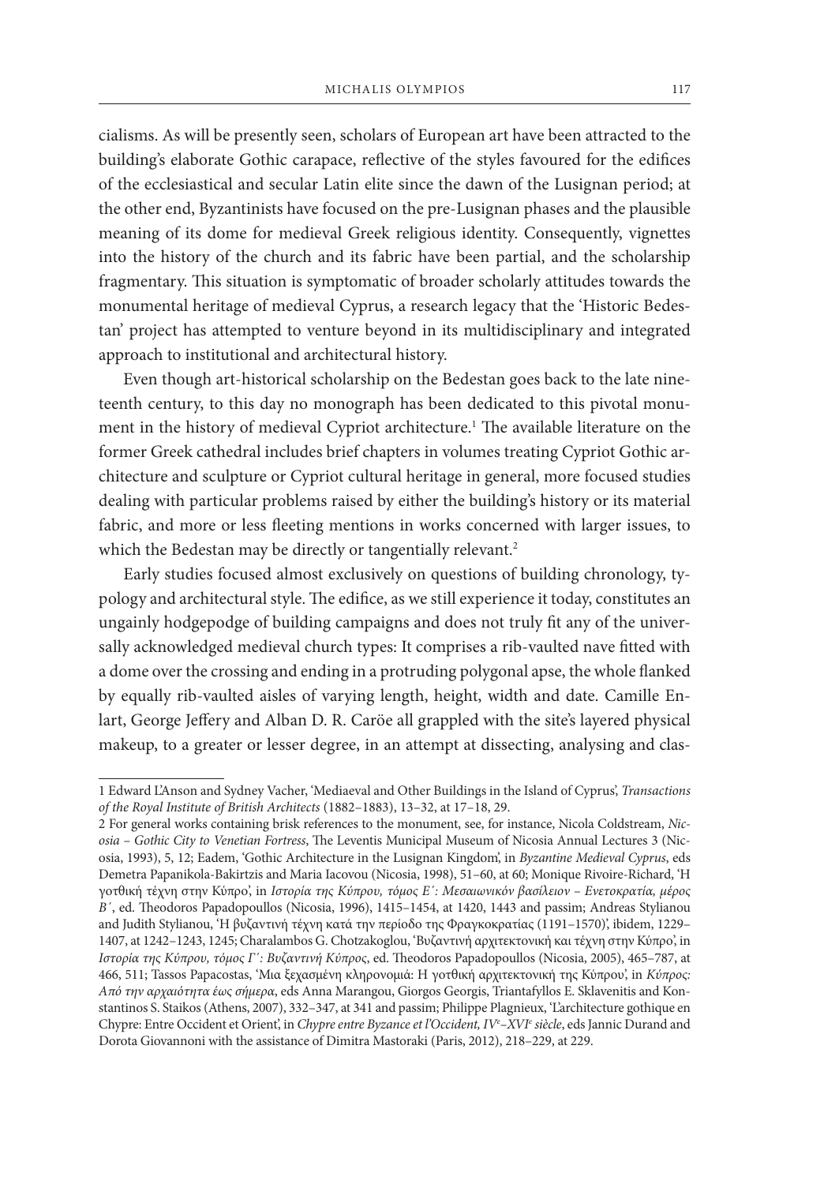cialisms. As will be presently seen, scholars of European art have been attracted to the building's elaborate Gothic carapace, reflective of the styles favoured for the edifices of the ecclesiastical and secular Latin elite since the dawn of the Lusignan period; at the other end, Byzantinists have focused on the pre-Lusignan phases and the plausible meaning of its dome for medieval Greek religious identity. Consequently, vignettes into the history of the church and its fabric have been partial, and the scholarship fragmentary. This situation is symptomatic of broader scholarly attitudes towards the monumental heritage of medieval Cyprus, a research legacy that the 'Historic Bedestan' project has attempted to venture beyond in its multidisciplinary and integrated approach to institutional and architectural history.

Even though art-historical scholarship on the Bedestan goes back to the late nineteenth century, to this day no monograph has been dedicated to this pivotal monument in the history of medieval Cypriot architecture.[1] The available literature on the former Greek cathedral includes brief chapters in volumes treating Cypriot Gothic architecture and sculpture or Cypriot cultural heritage in general, more focused studies dealing with particular problems raised by either the building's history or its material fabric, and more or less fleeting mentions in works concerned with larger issues, to which the Bedestan may be directly or tangentially relevant.[2]

Early studies focused almost exclusively on questions of building chronology, typology and architectural style. The edifice, as we still experience it today, constitutes an ungainly hodgepodge of building campaigns and does not truly fit any of the universally acknowledged medieval church types: It comprises a rib-vaulted nave fitted with a dome over the crossing and ending in a protruding polygonal apse, the whole flanked by equally rib-vaulted aisles of varying length, height, width and date. Camille Enlart, George Jeffery and Alban D. R. Caröe all grappled with the site's layered physical makeup, to a greater or lesser degree, in an attempt at dissecting, analysing and clas-

---

1 Edward L'Anson and Sydney Vacher, 'Mediaeval and Other Buildings in the Island of Cyprus', *Transactions of the Royal Institute of British Architects* (1882–1883), 13–32, at 17–18, 29.

2 For general works containing brisk references to the monument, see, for instance, Nicola Coldstream, *Nicosia – Gothic City to Venetian Fortress*, The Leventis Municipal Museum of Nicosia Annual Lectures 3 (Nicosia, 1993), 5, 12; Eadem, 'Gothic Architecture in the Lusignan Kingdom', in *Byzantine Medieval Cyprus*, eds Demetra Papanikola-Bakirtzis and Maria Iacovou (Nicosia, 1998), 51–60, at 60; Monique Rivoire-Richard, 'Η γοτθική τέχνη στην Κύπρο', in *Ιστορία της Κύπρου, τόμος Ε΄: Μεσαιωνικόν βασίλειον – Ενετοκρατία, μέρος Β΄*, ed. Theodoros Papadopoullos (Nicosia, 1996), 1415–1454, at 1420, 1443 and passim; Andreas Stylianou and Judith Stylianou, 'Η βυζαντινή τέχνη κατά την περίοδο της Φραγκοκρατίας (1191–1570)', ibidem, 1229–1407, at 1242–1243, 1245; Charalambos G. Chotzakoglou, 'Βυζαντινή αρχιτεκτονική και τέχνη στην Κύπρο', in *Ιστορία της Κύπρου, τόμος Γ΄: Βυζαντινή Κύπρος*, ed. Theodoros Papadopoullos (Nicosia, 2005), 465–787, at 466, 511; Tassos Papacostas, 'Μια ξεχασμένη κληρονομιά: Η γοτθική αρχιτεκτονική της Κύπρου', in *Κύπρος: Από την αρχαιότητα έως σήμερα*, eds Anna Marangou, Giorgos Georgis, Triantafyllos E. Sklavenitis and Konstantinos S. Staikos (Athens, 2007), 332–347, at 341 and passim; Philippe Plagnieux, 'L'architecture gothique en Chypre: Entre Occident et Orient', in *Chypre entre Byzance et l'Occident, IV$^{e}$–XVI$^{e}$ siècle*, eds Jannic Durand and Dorota Giovannoni with the assistance of Dimitra Mastoraki (Paris, 2012), 218–229, at 229.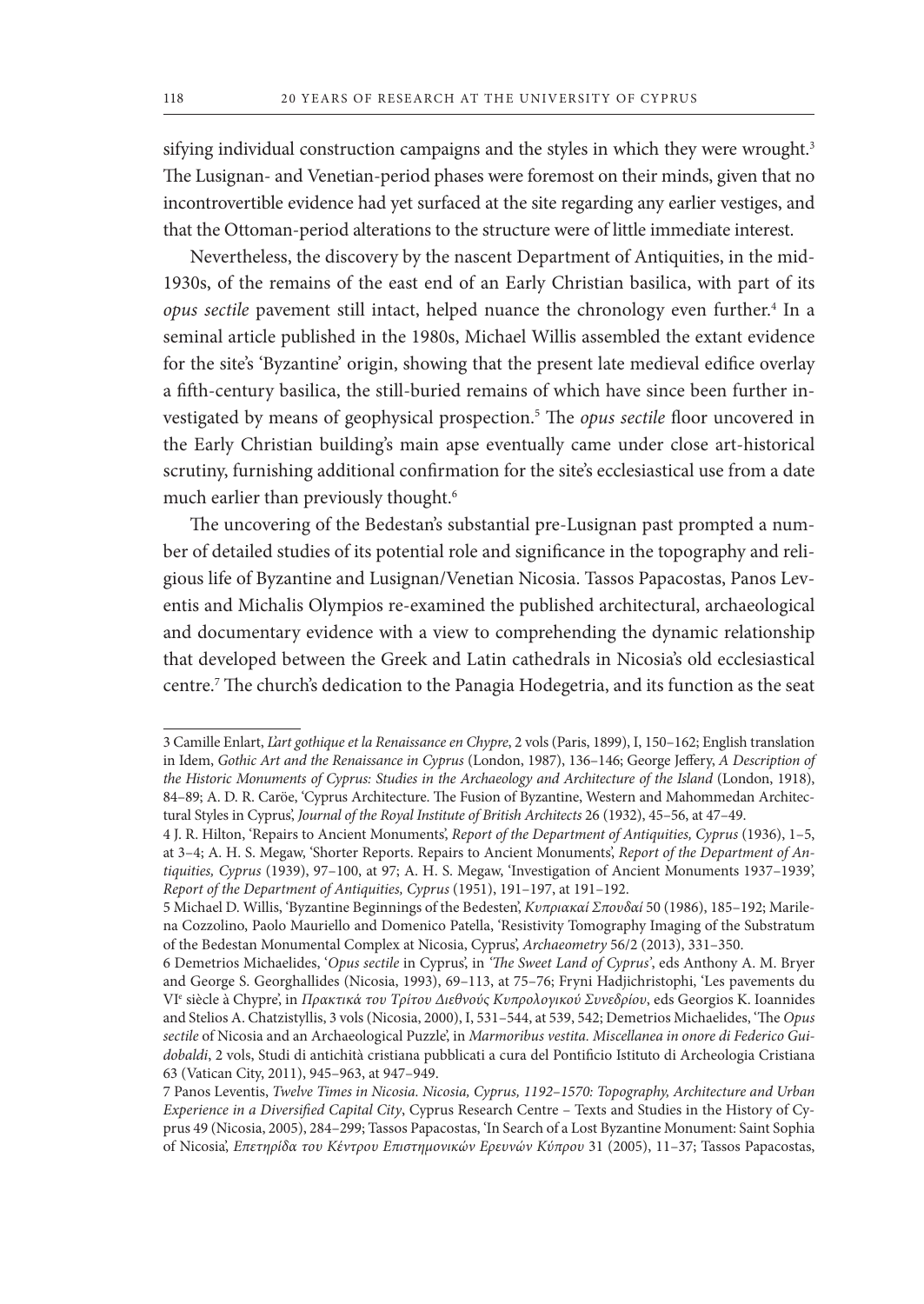sifying individual construction campaigns and the styles in which they were wrought.[3] The Lusignan- and Venetian-period phases were foremost on their minds, given that no incontrovertible evidence had yet surfaced at the site regarding any earlier vestiges, and that the Ottoman-period alterations to the structure were of little immediate interest.

Nevertheless, the discovery by the nascent Department of Antiquities, in the mid-1930s, of the remains of the east end of an Early Christian basilica, with part of its *opus sectile* pavement still intact, helped nuance the chronology even further.[4] In a seminal article published in the 1980s, Michael Willis assembled the extant evidence for the site's 'Byzantine' origin, showing that the present late medieval edifice overlay a fifth-century basilica, the still-buried remains of which have since been further investigated by means of geophysical prospection.[5] The *opus sectile* floor uncovered in the Early Christian building's main apse eventually came under close art-historical scrutiny, furnishing additional confirmation for the site's ecclesiastical use from a date much earlier than previously thought.[6]

The uncovering of the Bedestan's substantial pre-Lusignan past prompted a number of detailed studies of its potential role and significance in the topography and religious life of Byzantine and Lusignan/Venetian Nicosia. Tassos Papacostas, Panos Leventis and Michalis Olympios re-examined the published architectural, archaeological and documentary evidence with a view to comprehending the dynamic relationship that developed between the Greek and Latin cathedrals in Nicosia's old ecclesiastical centre.[7] The church's dedication to the Panagia Hodegetria, and its function as the seat

---

3 Camille Enlart, *L'art gothique et la Renaissance en Chypre*, 2 vols (Paris, 1899), I, 150–162; English translation in Idem, *Gothic Art and the Renaissance in Cyprus* (London, 1987), 136–146; George Jeffery, *A Description of the Historic Monuments of Cyprus: Studies in the Archaeology and Architecture of the Island* (London, 1918), 84–89; A. D. R. Caröe, 'Cyprus Architecture. The Fusion of Byzantine, Western and Mahommedan Architectural Styles in Cyprus', *Journal of the Royal Institute of British Architects* 26 (1932), 45–56, at 47–49.

4 J. R. Hilton, 'Repairs to Ancient Monuments', *Report of the Department of Antiquities, Cyprus* (1936), 1–5, at 3–4; A. H. S. Megaw, 'Shorter Reports. Repairs to Ancient Monuments', *Report of the Department of Antiquities, Cyprus* (1939), 97–100, at 97; A. H. S. Megaw, 'Investigation of Ancient Monuments 1937–1939', *Report of the Department of Antiquities, Cyprus* (1951), 191–197, at 191–192.

5 Michael D. Willis, 'Byzantine Beginnings of the Bedesten', *Κυπριακαί Σπουδαί* 50 (1986), 185–192; Marilena Cozzolino, Paolo Mauriello and Domenico Patella, 'Resistivity Tomography Imaging of the Substratum of the Bedestan Monumental Complex at Nicosia, Cyprus', *Archaeometry* 56/2 (2013), 331–350.

6 Demetrios Michaelides, '*Opus sectile* in Cyprus', in *'The Sweet Land of Cyprus'*, eds Anthony A. M. Bryer and George S. Georghallides (Nicosia, 1993), 69–113, at 75–76; Fryni Hadjichristophi, 'Les pavements du VI[e] siècle à Chypre', in *Πρακτικά του Τρίτου Διεθνούς Κυπρολογικού Συνεδρίου*, eds Georgios K. Ioannides and Stelios A. Chatzistyllis, 3 vols (Nicosia, 2000), I, 531–544, at 539, 542; Demetrios Michaelides, 'The *Opus sectile* of Nicosia and an Archaeological Puzzle', in *Marmoribus vestita. Miscellanea in onore di Federico Guidobaldi*, 2 vols, Studi di antichità cristiana pubblicati a cura del Pontificio Istituto di Archeologia Cristiana 63 (Vatican City, 2011), 945–963, at 947–949.

7 Panos Leventis, *Twelve Times in Nicosia. Nicosia, Cyprus, 1192–1570: Topography, Architecture and Urban Experience in a Diversified Capital City*, Cyprus Research Centre – Texts and Studies in the History of Cyprus 49 (Nicosia, 2005), 284–299; Tassos Papacostas, 'In Search of a Lost Byzantine Monument: Saint Sophia of Nicosia', *Επετηρίδα του Κέντρου Επιστημονικών Ερευνών Κύπρου* 31 (2005), 11–37; Tassos Papacostas,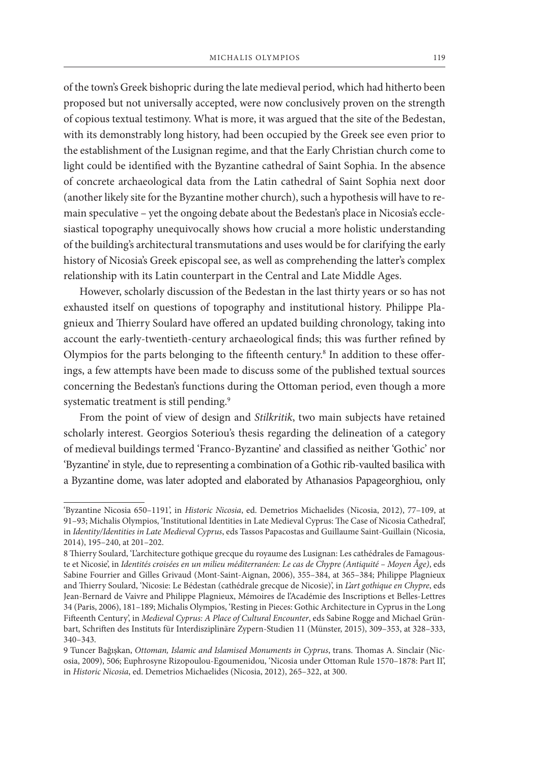of the town's Greek bishopric during the late medieval period, which had hitherto been proposed but not universally accepted, were now conclusively proven on the strength of copious textual testimony. What is more, it was argued that the site of the Bedestan, with its demonstrably long history, had been occupied by the Greek see even prior to the establishment of the Lusignan regime, and that the Early Christian church come to light could be identified with the Byzantine cathedral of Saint Sophia. In the absence of concrete archaeological data from the Latin cathedral of Saint Sophia next door (another likely site for the Byzantine mother church), such a hypothesis will have to remain speculative – yet the ongoing debate about the Bedestan's place in Nicosia's ecclesiastical topography unequivocally shows how crucial a more holistic understanding of the building's architectural transmutations and uses would be for clarifying the early history of Nicosia's Greek episcopal see, as well as comprehending the latter's complex relationship with its Latin counterpart in the Central and Late Middle Ages.

However, scholarly discussion of the Bedestan in the last thirty years or so has not exhausted itself on questions of topography and institutional history. Philippe Plagnieux and Thierry Soulard have offered an updated building chronology, taking into account the early-twentieth-century archaeological finds; this was further refined by Olympios for the parts belonging to the fifteenth century.[8] In addition to these offerings, a few attempts have been made to discuss some of the published textual sources concerning the Bedestan's functions during the Ottoman period, even though a more systematic treatment is still pending.[9]

From the point of view of design and *Stilkritik*, two main subjects have retained scholarly interest. Georgios Soteriou's thesis regarding the delineation of a category of medieval buildings termed 'Franco-Byzantine' and classified as neither 'Gothic' nor 'Byzantine' in style, due to representing a combination of a Gothic rib-vaulted basilica with a Byzantine dome, was later adopted and elaborated by Athanasios Papageorghiou, only

---

'Byzantine Nicosia 650–1191', in *Historic Nicosia*, ed. Demetrios Michaelides (Nicosia, 2012), 77–109, at 91–93; Michalis Olympios, 'Institutional Identities in Late Medieval Cyprus: The Case of Nicosia Cathedral', in *Identity/Identities in Late Medieval Cyprus*, eds Tassos Papacostas and Guillaume Saint-Guillain (Nicosia, 2014), 195–240, at 201–202.

8 Thierry Soulard, 'L'architecture gothique grecque du royaume des Lusignan: Les cathédrales de Famagouste et Nicosie', in *Identités croisées en un milieu méditerranéen: Le cas de Chypre (Antiquité – Moyen Âge)*, eds Sabine Fourrier and Gilles Grivaud (Mont-Saint-Aignan, 2006), 355–384, at 365–384; Philippe Plagnieux and Thierry Soulard, 'Nicosie: Le Bédestan (cathédrale grecque de Nicosie)', in *L'art gothique en Chypre*, eds Jean-Bernard de Vaivre and Philippe Plagnieux, Mémoires de l'Académie des Inscriptions et Belles-Lettres 34 (Paris, 2006), 181–189; Michalis Olympios, 'Resting in Pieces: Gothic Architecture in Cyprus in the Long Fifteenth Century', in *Medieval Cyprus: A Place of Cultural Encounter*, eds Sabine Rogge and Michael Grünbart, Schriften des Instituts für Interdisziplinäre Zypern-Studien 11 (Münster, 2015), 309–353, at 328–333, 340–343.

9 Tuncer Bağışkan, *Ottoman, Islamic and Islamised Monuments in Cyprus*, trans. Thomas A. Sinclair (Nicosia, 2009), 506; Euphrosyne Rizopoulou-Egoumenidou, 'Nicosia under Ottoman Rule 1570–1878: Part II', in *Historic Nicosia*, ed. Demetrios Michaelides (Nicosia, 2012), 265–322, at 300.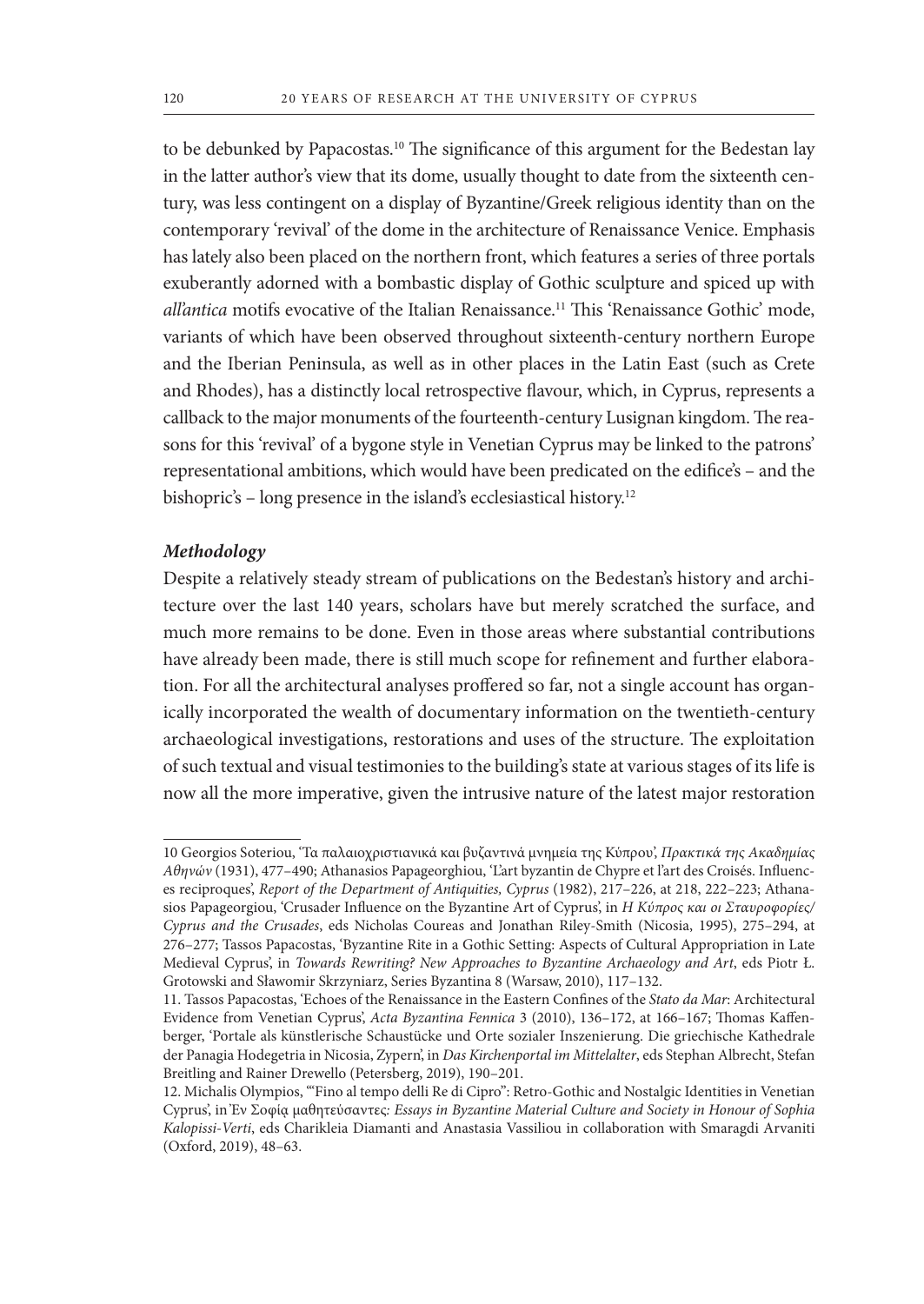to be debunked by Papacostas.[10] The significance of this argument for the Bedestan lay in the latter author's view that its dome, usually thought to date from the sixteenth century, was less contingent on a display of Byzantine/Greek religious identity than on the contemporary 'revival' of the dome in the architecture of Renaissance Venice. Emphasis has lately also been placed on the northern front, which features a series of three portals exuberantly adorned with a bombastic display of Gothic sculpture and spiced up with *all'antica* motifs evocative of the Italian Renaissance.[11] This 'Renaissance Gothic' mode, variants of which have been observed throughout sixteenth-century northern Europe and the Iberian Peninsula, as well as in other places in the Latin East (such as Crete and Rhodes), has a distinctly local retrospective flavour, which, in Cyprus, represents a callback to the major monuments of the fourteenth-century Lusignan kingdom. The reasons for this 'revival' of a bygone style in Venetian Cyprus may be linked to the patrons' representational ambitions, which would have been predicated on the edifice's – and the bishopric's – long presence in the island's ecclesiastical history.[12]

### *Methodology*

Despite a relatively steady stream of publications on the Bedestan's history and architecture over the last 140 years, scholars have but merely scratched the surface, and much more remains to be done. Even in those areas where substantial contributions have already been made, there is still much scope for refinement and further elaboration. For all the architectural analyses proffered so far, not a single account has organically incorporated the wealth of documentary information on the twentieth-century archaeological investigations, restorations and uses of the structure. The exploitation of such textual and visual testimonies to the building's state at various stages of its life is now all the more imperative, given the intrusive nature of the latest major restoration

---

10 Georgios Soteriou, 'Τα παλαιοχριστιανικά και βυζαντινά μνημεία της Κύπρου', *Πρακτικά της Ακαδημίας Αθηνών* (1931), 477–490; Athanasios Papageorghiou, 'L'art byzantin de Chypre et l'art des Croisés. Influences reciproques', *Report of the Department of Antiquities, Cyprus* (1982), 217–226, at 218, 222–223; Athanasios Papageorgiou, 'Crusader Influence on the Byzantine Art of Cyprus', in *Η Κύπρος και οι Σταυροφορίες/ Cyprus and the Crusades*, eds Nicholas Coureas and Jonathan Riley-Smith (Nicosia, 1995), 275–294, at 276–277; Tassos Papacostas, 'Byzantine Rite in a Gothic Setting: Aspects of Cultural Appropriation in Late Medieval Cyprus', in *Towards Rewriting? New Approaches to Byzantine Archaeology and Art*, eds Piotr Ł. Grotowski and Sławomir Skrzyniarz, Series Byzantina 8 (Warsaw, 2010), 117–132.

11. Tassos Papacostas, 'Echoes of the Renaissance in the Eastern Confines of the *Stato da Mar*: Architectural Evidence from Venetian Cyprus', *Acta Byzantina Fennica* 3 (2010), 136–172, at 166–167; Thomas Kaffenberger, 'Portale als künstlerische Schaustücke und Orte sozialer Inszenierung. Die griechische Kathedrale der Panagia Hodegetria in Nicosia, Zypern', in *Das Kirchenportal im Mittelalter*, eds Stephan Albrecht, Stefan Breitling and Rainer Drewello (Petersberg, 2019), 190–201.

12. Michalis Olympios, '"Fino al tempo delli Re di Cipro": Retro-Gothic and Nostalgic Identities in Venetian Cyprus', in Ἐν Σοφίᾳ μαθητεύσαντες*: Essays in Byzantine Material Culture and Society in Honour of Sophia Kalopissi-Verti*, eds Charikleia Diamanti and Anastasia Vassiliou in collaboration with Smaragdi Arvaniti (Oxford, 2019), 48–63.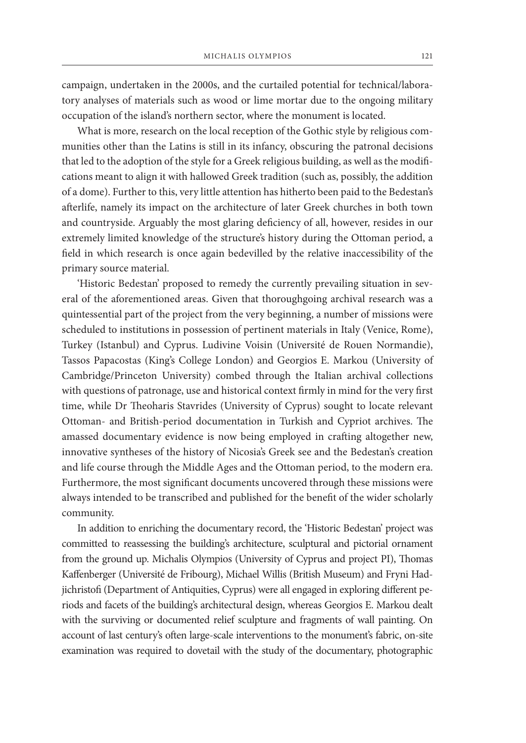campaign, undertaken in the 2000s, and the curtailed potential for technical/laboratory analyses of materials such as wood or lime mortar due to the ongoing military occupation of the island's northern sector, where the monument is located.

What is more, research on the local reception of the Gothic style by religious communities other than the Latins is still in its infancy, obscuring the patronal decisions that led to the adoption of the style for a Greek religious building, as well as the modifications meant to align it with hallowed Greek tradition (such as, possibly, the addition of a dome). Further to this, very little attention has hitherto been paid to the Bedestan's afterlife, namely its impact on the architecture of later Greek churches in both town and countryside. Arguably the most glaring deficiency of all, however, resides in our extremely limited knowledge of the structure's history during the Ottoman period, a field in which research is once again bedevilled by the relative inaccessibility of the primary source material.

'Historic Bedestan' proposed to remedy the currently prevailing situation in several of the aforementioned areas. Given that thoroughgoing archival research was a quintessential part of the project from the very beginning, a number of missions were scheduled to institutions in possession of pertinent materials in Italy (Venice, Rome), Turkey (Istanbul) and Cyprus. Ludivine Voisin (Université de Rouen Normandie), Tassos Papacostas (King's College London) and Georgios E. Markou (University of Cambridge/Princeton University) combed through the Italian archival collections with questions of patronage, use and historical context firmly in mind for the very first time, while Dr Theoharis Stavrides (University of Cyprus) sought to locate relevant Ottoman- and British-period documentation in Turkish and Cypriot archives. The amassed documentary evidence is now being employed in crafting altogether new, innovative syntheses of the history of Nicosia's Greek see and the Bedestan's creation and life course through the Middle Ages and the Ottoman period, to the modern era. Furthermore, the most significant documents uncovered through these missions were always intended to be transcribed and published for the benefit of the wider scholarly community.

In addition to enriching the documentary record, the 'Historic Bedestan' project was committed to reassessing the building's architecture, sculptural and pictorial ornament from the ground up. Michalis Olympios (University of Cyprus and project PI), Thomas Kaffenberger (Université de Fribourg), Michael Willis (British Museum) and Fryni Hadjichristofi (Department of Antiquities, Cyprus) were all engaged in exploring different periods and facets of the building's architectural design, whereas Georgios E. Markou dealt with the surviving or documented relief sculpture and fragments of wall painting. On account of last century's often large-scale interventions to the monument's fabric, on-site examination was required to dovetail with the study of the documentary, photographic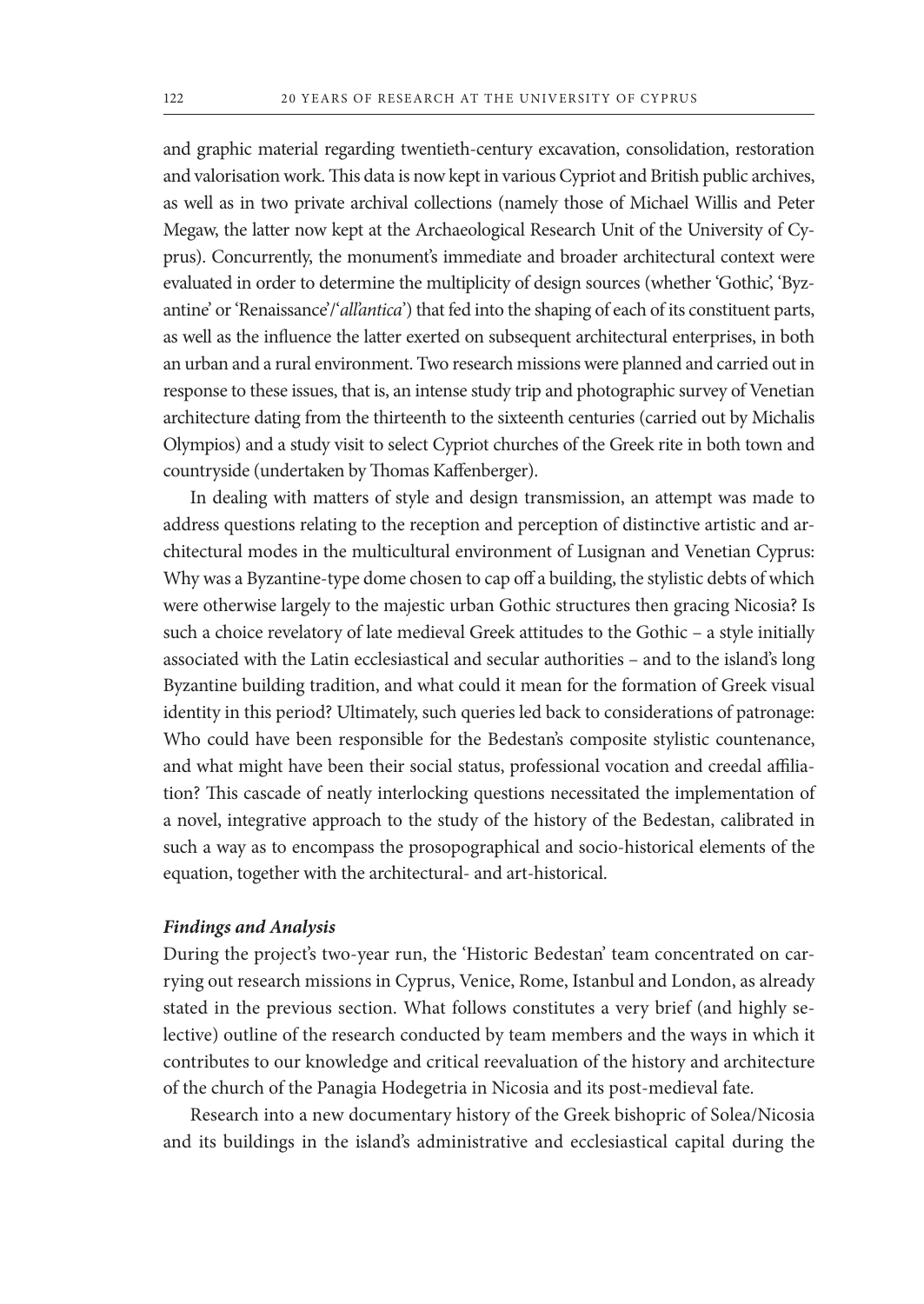and graphic material regarding twentieth-century excavation, consolidation, restoration and valorisation work. This data is now kept in various Cypriot and British public archives, as well as in two private archival collections (namely those of Michael Willis and Peter Megaw, the latter now kept at the Archaeological Research Unit of the University of Cyprus). Concurrently, the monument's immediate and broader architectural context were evaluated in order to determine the multiplicity of design sources (whether 'Gothic', 'Byzantine' or 'Renaissance'/'*all'antica*') that fed into the shaping of each of its constituent parts, as well as the influence the latter exerted on subsequent architectural enterprises, in both an urban and a rural environment. Two research missions were planned and carried out in response to these issues, that is, an intense study trip and photographic survey of Venetian architecture dating from the thirteenth to the sixteenth centuries (carried out by Michalis Olympios) and a study visit to select Cypriot churches of the Greek rite in both town and countryside (undertaken by Thomas Kaffenberger).

In dealing with matters of style and design transmission, an attempt was made to address questions relating to the reception and perception of distinctive artistic and architectural modes in the multicultural environment of Lusignan and Venetian Cyprus: Why was a Byzantine-type dome chosen to cap off a building, the stylistic debts of which were otherwise largely to the majestic urban Gothic structures then gracing Nicosia? Is such a choice revelatory of late medieval Greek attitudes to the Gothic – a style initially associated with the Latin ecclesiastical and secular authorities – and to the island's long Byzantine building tradition, and what could it mean for the formation of Greek visual identity in this period? Ultimately, such queries led back to considerations of patronage: Who could have been responsible for the Bedestan's composite stylistic countenance, and what might have been their social status, professional vocation and creedal affiliation? This cascade of neatly interlocking questions necessitated the implementation of a novel, integrative approach to the study of the history of the Bedestan, calibrated in such a way as to encompass the prosopographical and socio-historical elements of the equation, together with the architectural- and art-historical.

***Findings and Analysis***

During the project's two-year run, the 'Historic Bedestan' team concentrated on carrying out research missions in Cyprus, Venice, Rome, Istanbul and London, as already stated in the previous section. What follows constitutes a very brief (and highly selective) outline of the research conducted by team members and the ways in which it contributes to our knowledge and critical reevaluation of the history and architecture of the church of the Panagia Hodegetria in Nicosia and its post-medieval fate.

Research into a new documentary history of the Greek bishopric of Solea/Nicosia and its buildings in the island's administrative and ecclesiastical capital during the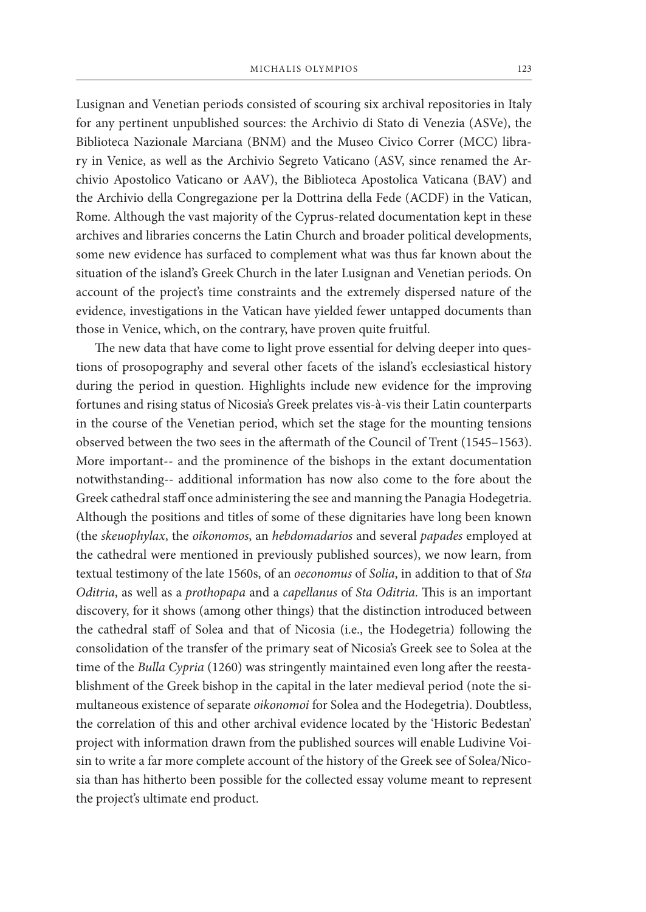Lusignan and Venetian periods consisted of scouring six archival repositories in Italy for any pertinent unpublished sources: the Archivio di Stato di Venezia (ASVe), the Biblioteca Nazionale Marciana (BNM) and the Museo Civico Correr (MCC) library in Venice, as well as the Archivio Segreto Vaticano (ASV, since renamed the Archivio Apostolico Vaticano or AAV), the Biblioteca Apostolica Vaticana (BAV) and the Archivio della Congregazione per la Dottrina della Fede (ACDF) in the Vatican, Rome. Although the vast majority of the Cyprus-related documentation kept in these archives and libraries concerns the Latin Church and broader political developments, some new evidence has surfaced to complement what was thus far known about the situation of the island's Greek Church in the later Lusignan and Venetian periods. On account of the project's time constraints and the extremely dispersed nature of the evidence, investigations in the Vatican have yielded fewer untapped documents than those in Venice, which, on the contrary, have proven quite fruitful.

The new data that have come to light prove essential for delving deeper into questions of prosopography and several other facets of the island's ecclesiastical history during the period in question. Highlights include new evidence for the improving fortunes and rising status of Nicosia's Greek prelates vis-à-vis their Latin counterparts in the course of the Venetian period, which set the stage for the mounting tensions observed between the two sees in the aftermath of the Council of Trent (1545–1563). More important-- and the prominence of the bishops in the extant documentation notwithstanding-- additional information has now also come to the fore about the Greek cathedral staff once administering the see and manning the Panagia Hodegetria. Although the positions and titles of some of these dignitaries have long been known (the *skeuophylax*, the *oikonomos*, an *hebdomadarios* and several *papades* employed at the cathedral were mentioned in previously published sources), we now learn, from textual testimony of the late 1560s, of an *oeconomus* of *Solia*, in addition to that of *Sta Oditria*, as well as a *prothopapa* and a *capellanus* of *Sta Oditria*. This is an important discovery, for it shows (among other things) that the distinction introduced between the cathedral staff of Solea and that of Nicosia (i.e., the Hodegetria) following the consolidation of the transfer of the primary seat of Nicosia's Greek see to Solea at the time of the *Bulla Cypria* (1260) was stringently maintained even long after the reestablishment of the Greek bishop in the capital in the later medieval period (note the simultaneous existence of separate *oikonomoi* for Solea and the Hodegetria). Doubtless, the correlation of this and other archival evidence located by the 'Historic Bedestan' project with information drawn from the published sources will enable Ludivine Voisin to write a far more complete account of the history of the Greek see of Solea/Nicosia than has hitherto been possible for the collected essay volume meant to represent the project's ultimate end product.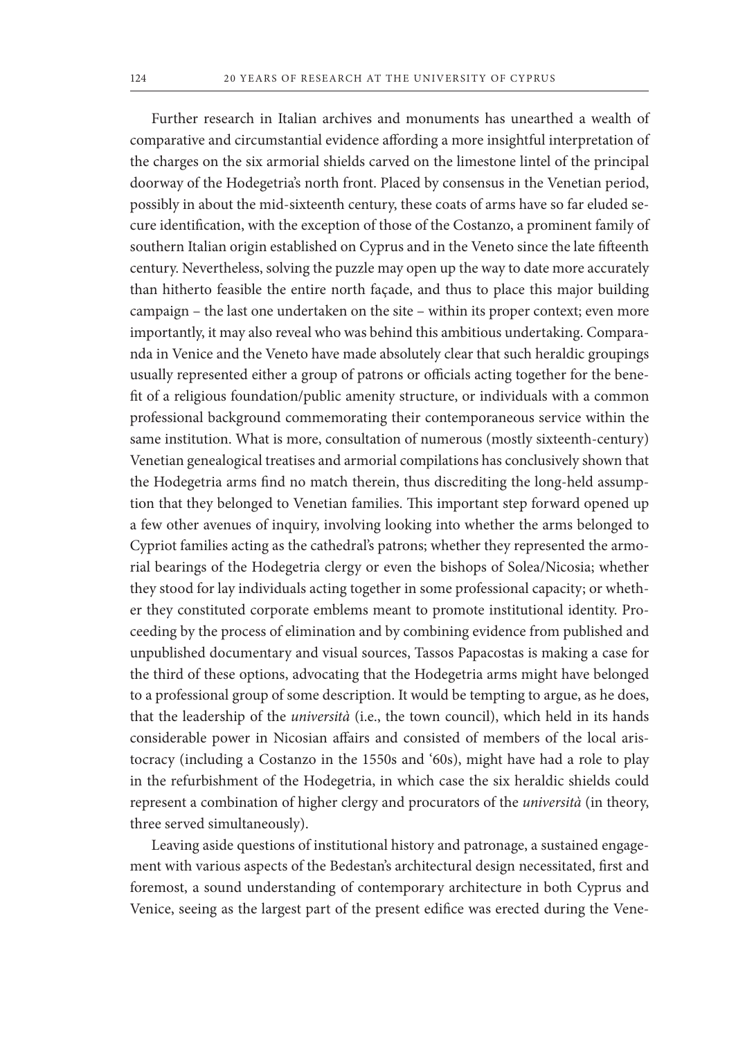Further research in Italian archives and monuments has unearthed a wealth of comparative and circumstantial evidence affording a more insightful interpretation of the charges on the six armorial shields carved on the limestone lintel of the principal doorway of the Hodegetria's north front. Placed by consensus in the Venetian period, possibly in about the mid-sixteenth century, these coats of arms have so far eluded secure identification, with the exception of those of the Costanzo, a prominent family of southern Italian origin established on Cyprus and in the Veneto since the late fifteenth century. Nevertheless, solving the puzzle may open up the way to date more accurately than hitherto feasible the entire north façade, and thus to place this major building campaign – the last one undertaken on the site – within its proper context; even more importantly, it may also reveal who was behind this ambitious undertaking. Comparanda in Venice and the Veneto have made absolutely clear that such heraldic groupings usually represented either a group of patrons or officials acting together for the benefit of a religious foundation/public amenity structure, or individuals with a common professional background commemorating their contemporaneous service within the same institution. What is more, consultation of numerous (mostly sixteenth-century) Venetian genealogical treatises and armorial compilations has conclusively shown that the Hodegetria arms find no match therein, thus discrediting the long-held assumption that they belonged to Venetian families. This important step forward opened up a few other avenues of inquiry, involving looking into whether the arms belonged to Cypriot families acting as the cathedral's patrons; whether they represented the armorial bearings of the Hodegetria clergy or even the bishops of Solea/Nicosia; whether they stood for lay individuals acting together in some professional capacity; or whether they constituted corporate emblems meant to promote institutional identity. Proceeding by the process of elimination and by combining evidence from published and unpublished documentary and visual sources, Tassos Papacostas is making a case for the third of these options, advocating that the Hodegetria arms might have belonged to a professional group of some description. It would be tempting to argue, as he does, that the leadership of the *università* (i.e., the town council), which held in its hands considerable power in Nicosian affairs and consisted of members of the local aristocracy (including a Costanzo in the 1550s and '60s), might have had a role to play in the refurbishment of the Hodegetria, in which case the six heraldic shields could represent a combination of higher clergy and procurators of the *università* (in theory, three served simultaneously).

Leaving aside questions of institutional history and patronage, a sustained engagement with various aspects of the Bedestan's architectural design necessitated, first and foremost, a sound understanding of contemporary architecture in both Cyprus and Venice, seeing as the largest part of the present edifice was erected during the Vene-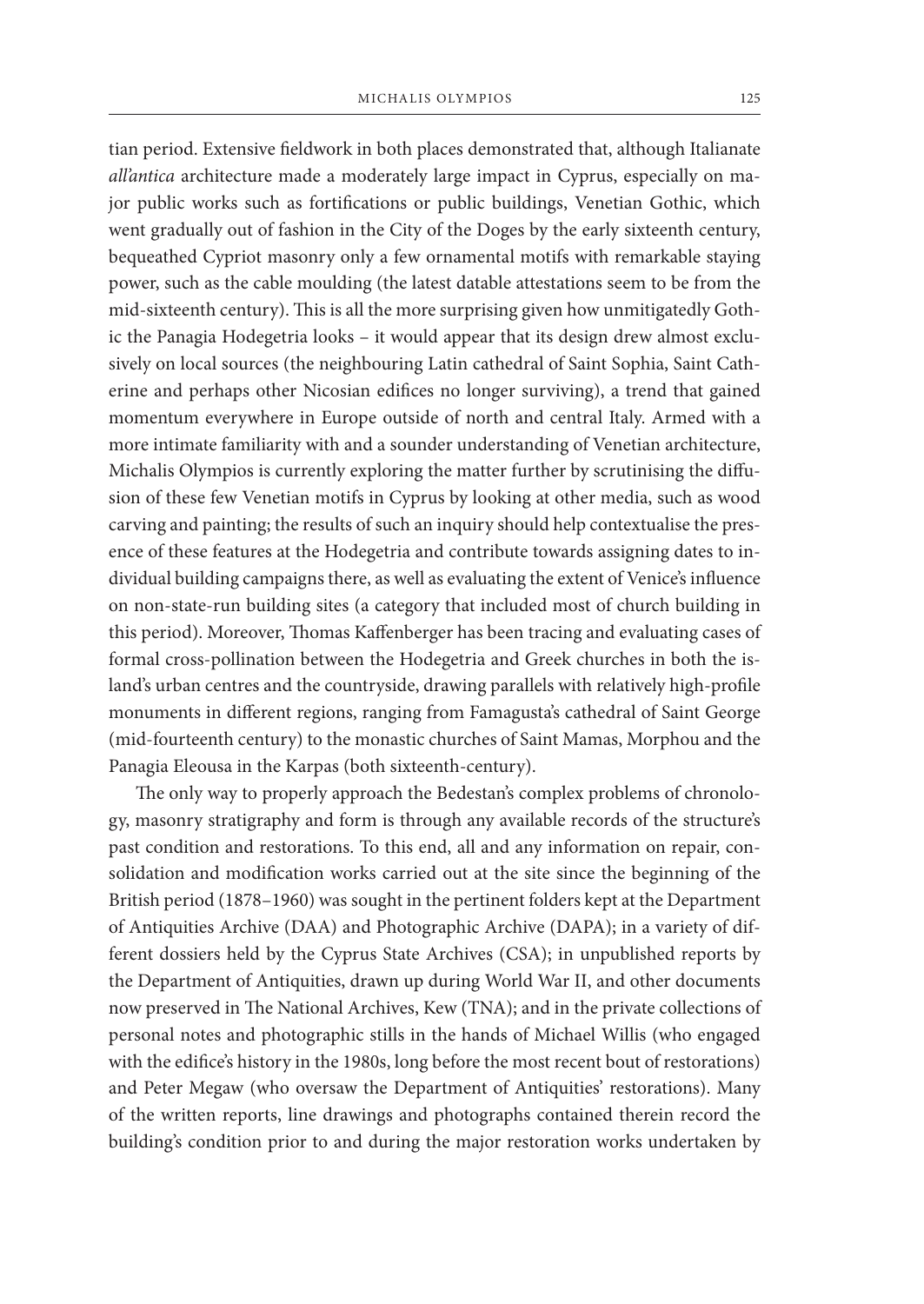tian period. Extensive fieldwork in both places demonstrated that, although Italianate *all'antica* architecture made a moderately large impact in Cyprus, especially on major public works such as fortifications or public buildings, Venetian Gothic, which went gradually out of fashion in the City of the Doges by the early sixteenth century, bequeathed Cypriot masonry only a few ornamental motifs with remarkable staying power, such as the cable moulding (the latest datable attestations seem to be from the mid-sixteenth century). This is all the more surprising given how unmitigatedly Gothic the Panagia Hodegetria looks – it would appear that its design drew almost exclusively on local sources (the neighbouring Latin cathedral of Saint Sophia, Saint Catherine and perhaps other Nicosian edifices no longer surviving), a trend that gained momentum everywhere in Europe outside of north and central Italy. Armed with a more intimate familiarity with and a sounder understanding of Venetian architecture, Michalis Olympios is currently exploring the matter further by scrutinising the diffusion of these few Venetian motifs in Cyprus by looking at other media, such as wood carving and painting; the results of such an inquiry should help contextualise the presence of these features at the Hodegetria and contribute towards assigning dates to individual building campaigns there, as well as evaluating the extent of Venice's influence on non-state-run building sites (a category that included most of church building in this period). Moreover, Thomas Kaffenberger has been tracing and evaluating cases of formal cross-pollination between the Hodegetria and Greek churches in both the island's urban centres and the countryside, drawing parallels with relatively high-profile monuments in different regions, ranging from Famagusta's cathedral of Saint George (mid-fourteenth century) to the monastic churches of Saint Mamas, Morphou and the Panagia Eleousa in the Karpas (both sixteenth-century).

The only way to properly approach the Bedestan's complex problems of chronology, masonry stratigraphy and form is through any available records of the structure's past condition and restorations. To this end, all and any information on repair, consolidation and modification works carried out at the site since the beginning of the British period (1878–1960) was sought in the pertinent folders kept at the Department of Antiquities Archive (DAA) and Photographic Archive (DAPA); in a variety of different dossiers held by the Cyprus State Archives (CSA); in unpublished reports by the Department of Antiquities, drawn up during World War II, and other documents now preserved in The National Archives, Kew (TNA); and in the private collections of personal notes and photographic stills in the hands of Michael Willis (who engaged with the edifice's history in the 1980s, long before the most recent bout of restorations) and Peter Megaw (who oversaw the Department of Antiquities' restorations). Many of the written reports, line drawings and photographs contained therein record the building's condition prior to and during the major restoration works undertaken by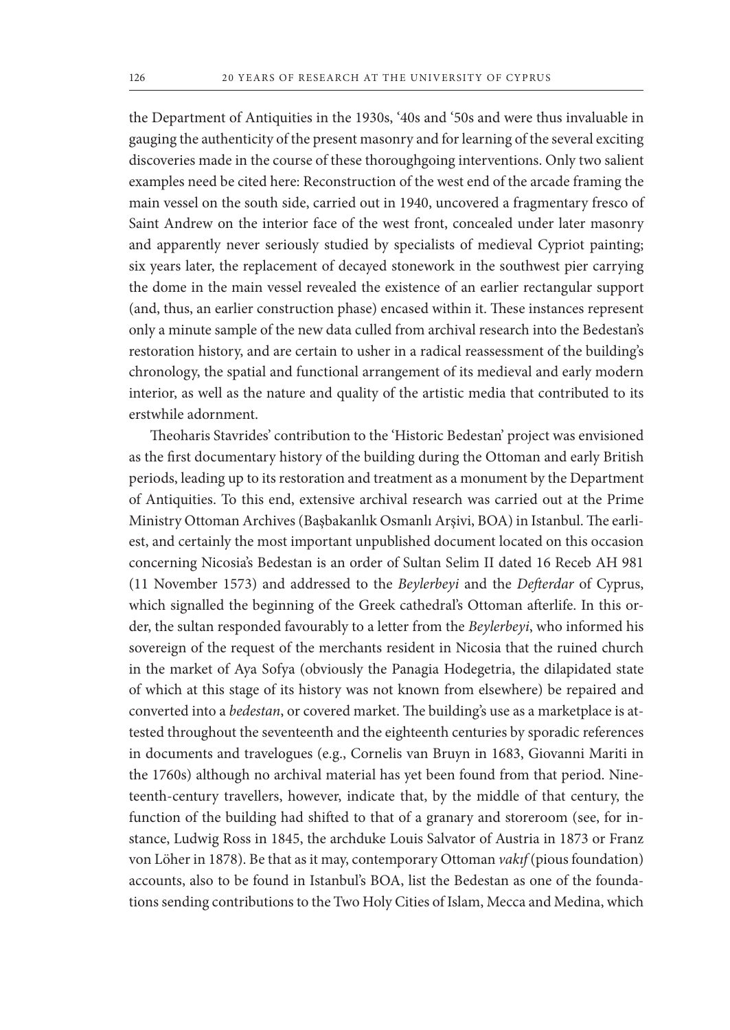the Department of Antiquities in the 1930s, '40s and '50s and were thus invaluable in gauging the authenticity of the present masonry and for learning of the several exciting discoveries made in the course of these thoroughgoing interventions. Only two salient examples need be cited here: Reconstruction of the west end of the arcade framing the main vessel on the south side, carried out in 1940, uncovered a fragmentary fresco of Saint Andrew on the interior face of the west front, concealed under later masonry and apparently never seriously studied by specialists of medieval Cypriot painting; six years later, the replacement of decayed stonework in the southwest pier carrying the dome in the main vessel revealed the existence of an earlier rectangular support (and, thus, an earlier construction phase) encased within it. These instances represent only a minute sample of the new data culled from archival research into the Bedestan's restoration history, and are certain to usher in a radical reassessment of the building's chronology, the spatial and functional arrangement of its medieval and early modern interior, as well as the nature and quality of the artistic media that contributed to its erstwhile adornment.

Theoharis Stavrides' contribution to the 'Historic Bedestan' project was envisioned as the first documentary history of the building during the Ottoman and early British periods, leading up to its restoration and treatment as a monument by the Department of Antiquities. To this end, extensive archival research was carried out at the Prime Ministry Ottoman Archives (Başbakanlık Osmanlı Arşivi, BOA) in Istanbul. The earliest, and certainly the most important unpublished document located on this occasion concerning Nicosia's Bedestan is an order of Sultan Selim II dated 16 Receb AH 981 (11 November 1573) and addressed to the *Beylerbeyi* and the *Defterdar* of Cyprus, which signalled the beginning of the Greek cathedral's Ottoman afterlife. In this order, the sultan responded favourably to a letter from the *Beylerbeyi*, who informed his sovereign of the request of the merchants resident in Nicosia that the ruined church in the market of Aya Sofya (obviously the Panagia Hodegetria, the dilapidated state of which at this stage of its history was not known from elsewhere) be repaired and converted into a *bedestan*, or covered market. The building's use as a marketplace is attested throughout the seventeenth and the eighteenth centuries by sporadic references in documents and travelogues (e.g., Cornelis van Bruyn in 1683, Giovanni Mariti in the 1760s) although no archival material has yet been found from that period. Nineteenth-century travellers, however, indicate that, by the middle of that century, the function of the building had shifted to that of a granary and storeroom (see, for instance, Ludwig Ross in 1845, the archduke Louis Salvator of Austria in 1873 or Franz von Löher in 1878). Be that as it may, contemporary Ottoman *vakıf* (pious foundation) accounts, also to be found in Istanbul's BOA, list the Bedestan as one of the foundations sending contributions to the Two Holy Cities of Islam, Mecca and Medina, which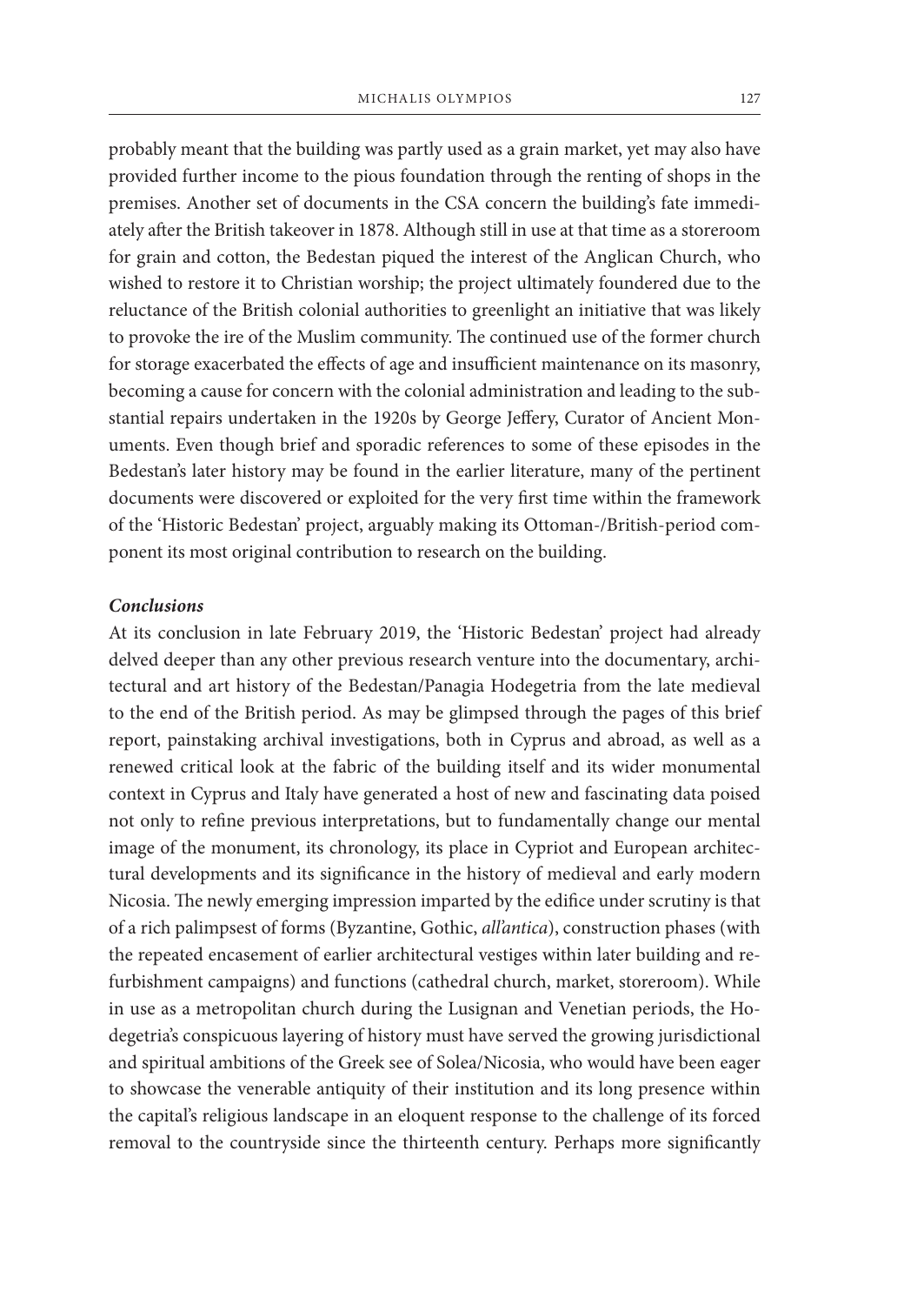probably meant that the building was partly used as a grain market, yet may also have provided further income to the pious foundation through the renting of shops in the premises. Another set of documents in the CSA concern the building's fate immediately after the British takeover in 1878. Although still in use at that time as a storeroom for grain and cotton, the Bedestan piqued the interest of the Anglican Church, who wished to restore it to Christian worship; the project ultimately foundered due to the reluctance of the British colonial authorities to greenlight an initiative that was likely to provoke the ire of the Muslim community. The continued use of the former church for storage exacerbated the effects of age and insufficient maintenance on its masonry, becoming a cause for concern with the colonial administration and leading to the substantial repairs undertaken in the 1920s by George Jeffery, Curator of Ancient Monuments. Even though brief and sporadic references to some of these episodes in the Bedestan's later history may be found in the earlier literature, many of the pertinent documents were discovered or exploited for the very first time within the framework of the 'Historic Bedestan' project, arguably making its Ottoman-/British-period component its most original contribution to research on the building.

### ***Conclusions***

At its conclusion in late February 2019, the 'Historic Bedestan' project had already delved deeper than any other previous research venture into the documentary, architectural and art history of the Bedestan/Panagia Hodegetria from the late medieval to the end of the British period. As may be glimpsed through the pages of this brief report, painstaking archival investigations, both in Cyprus and abroad, as well as a renewed critical look at the fabric of the building itself and its wider monumental context in Cyprus and Italy have generated a host of new and fascinating data poised not only to refine previous interpretations, but to fundamentally change our mental image of the monument, its chronology, its place in Cypriot and European architectural developments and its significance in the history of medieval and early modern Nicosia. The newly emerging impression imparted by the edifice under scrutiny is that of a rich palimpsest of forms (Byzantine, Gothic, *all'antica*), construction phases (with the repeated encasement of earlier architectural vestiges within later building and refurbishment campaigns) and functions (cathedral church, market, storeroom). While in use as a metropolitan church during the Lusignan and Venetian periods, the Hodegetria's conspicuous layering of history must have served the growing jurisdictional and spiritual ambitions of the Greek see of Solea/Nicosia, who would have been eager to showcase the venerable antiquity of their institution and its long presence within the capital's religious landscape in an eloquent response to the challenge of its forced removal to the countryside since the thirteenth century. Perhaps more significantly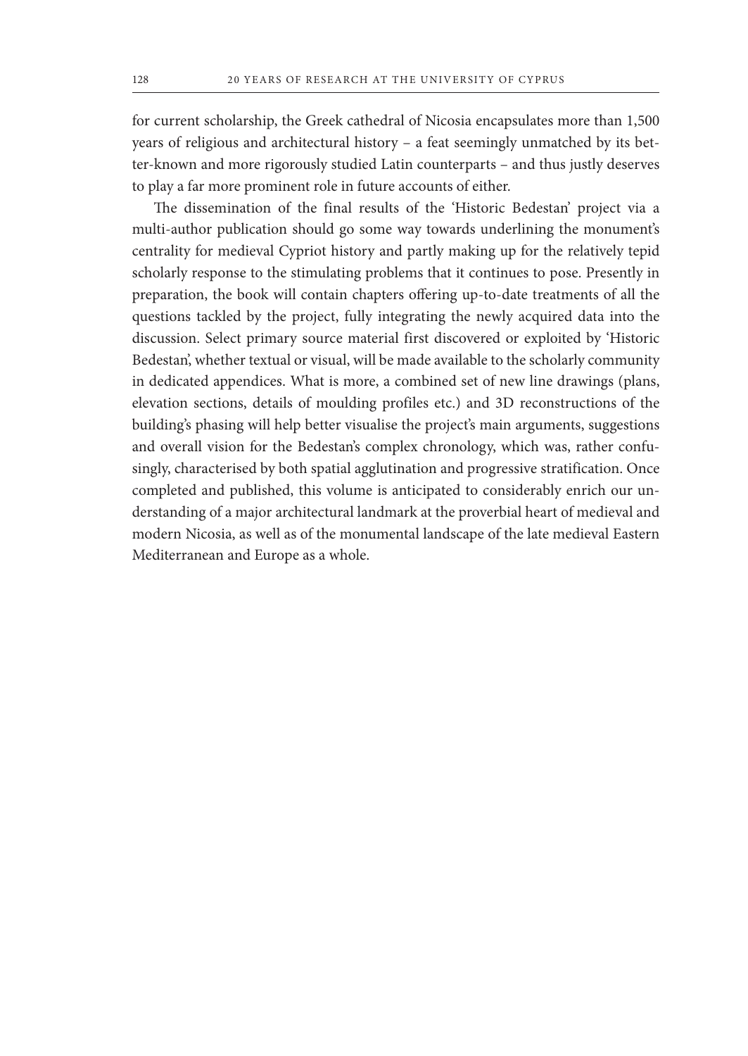for current scholarship, the Greek cathedral of Nicosia encapsulates more than 1,500 years of religious and architectural history – a feat seemingly unmatched by its better-known and more rigorously studied Latin counterparts – and thus justly deserves to play a far more prominent role in future accounts of either.

The dissemination of the final results of the 'Historic Bedestan' project via a multi-author publication should go some way towards underlining the monument's centrality for medieval Cypriot history and partly making up for the relatively tepid scholarly response to the stimulating problems that it continues to pose. Presently in preparation, the book will contain chapters offering up-to-date treatments of all the questions tackled by the project, fully integrating the newly acquired data into the discussion. Select primary source material first discovered or exploited by 'Historic Bedestan', whether textual or visual, will be made available to the scholarly community in dedicated appendices. What is more, a combined set of new line drawings (plans, elevation sections, details of moulding profiles etc.) and 3D reconstructions of the building's phasing will help better visualise the project's main arguments, suggestions and overall vision for the Bedestan's complex chronology, which was, rather confusingly, characterised by both spatial agglutination and progressive stratification. Once completed and published, this volume is anticipated to considerably enrich our understanding of a major architectural landmark at the proverbial heart of medieval and modern Nicosia, as well as of the monumental landscape of the late medieval Eastern Mediterranean and Europe as a whole.